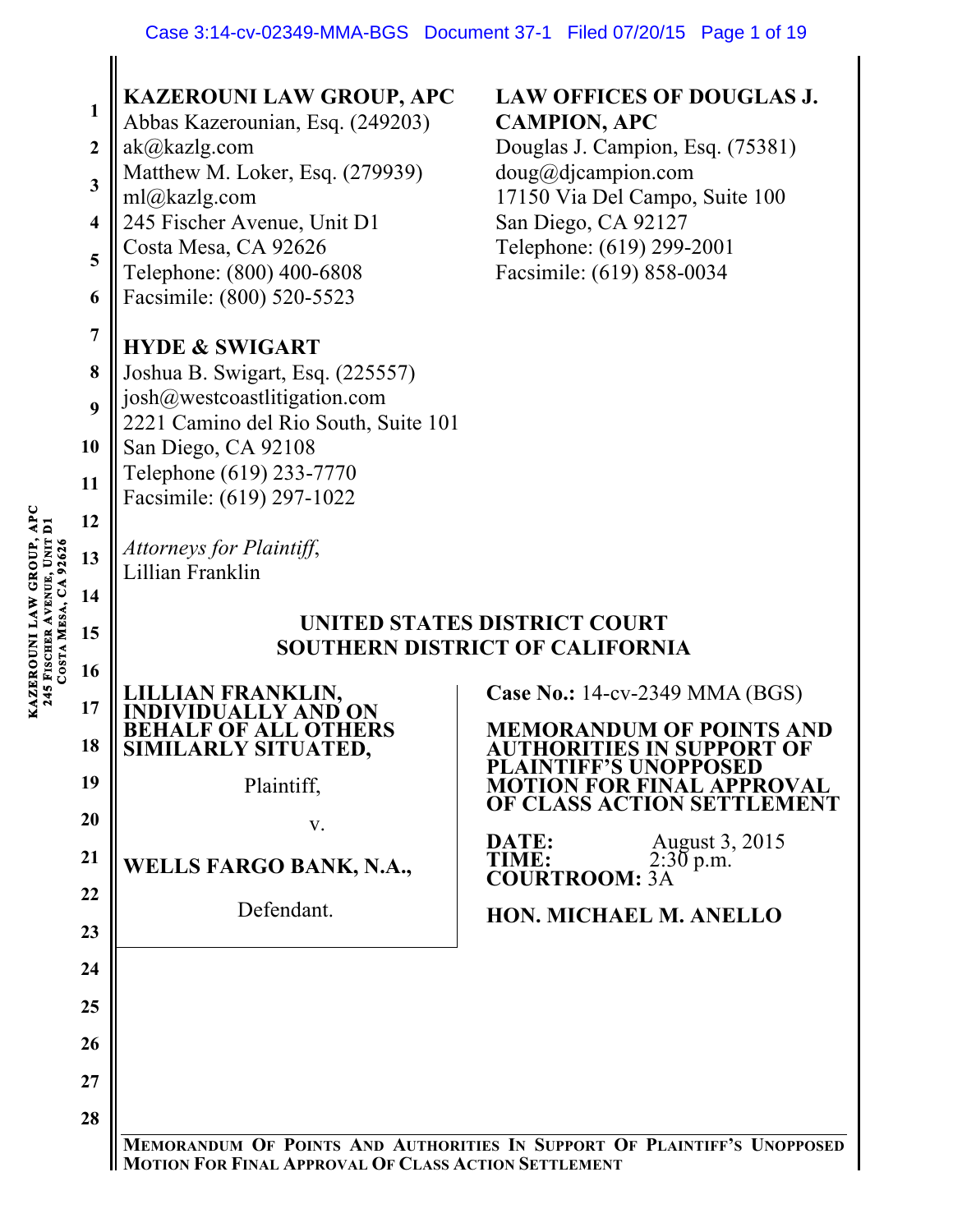**KAZEROUNI LAW GROUP, APC**
Abbas Kazerounian, Esq. (249203)
ak@kazlg.com
Matthew M. Loker, Esq. (279939)
ml@kazlg.com
245 Fischer Avenue, Unit D1
Costa Mesa, CA 92626
Telephone: (800) 400-6808
Facsimile: (800) 520-5523

**LAW OFFICES OF DOUGLAS J. CAMPION, APC**
Douglas J. Campion, Esq. (75381)
doug@djcampion.com
17150 Via Del Campo, Suite 100
San Diego, CA 92127
Telephone: (619) 299-2001
Facsimile: (619) 858-0034

**HYDE & SWIGART**
Joshua B. Swigart, Esq. (225557)
josh@westcoastlitigation.com
2221 Camino del Rio South, Suite 101
San Diego, CA 92108
Telephone (619) 233-7770
Facsimile: (619) 297-1022

*Attorneys for Plaintiff,*
Lillian Franklin

**UNITED STATES DISTRICT COURT**
**SOUTHERN DISTRICT OF CALIFORNIA**

**LILLIAN FRANKLIN, INDIVIDUALLY AND ON BEHALF OF ALL OTHERS SIMILARLY SITUATED,**

Plaintiff,

v.

**WELLS FARGO BANK, N.A.,**

Defendant.

**Case No.:** 14-cv-2349 MMA (BGS)

**MEMORANDUM OF POINTS AND AUTHORITIES IN SUPPORT OF PLAINTIFF'S UNOPPOSED MOTION FOR FINAL APPROVAL OF CLASS ACTION SETTLEMENT**

**DATE:** August 3, 2015
**TIME:** 2:30 p.m.
**COURTROOM:** 3A

**HON. MICHAEL M. ANELLO**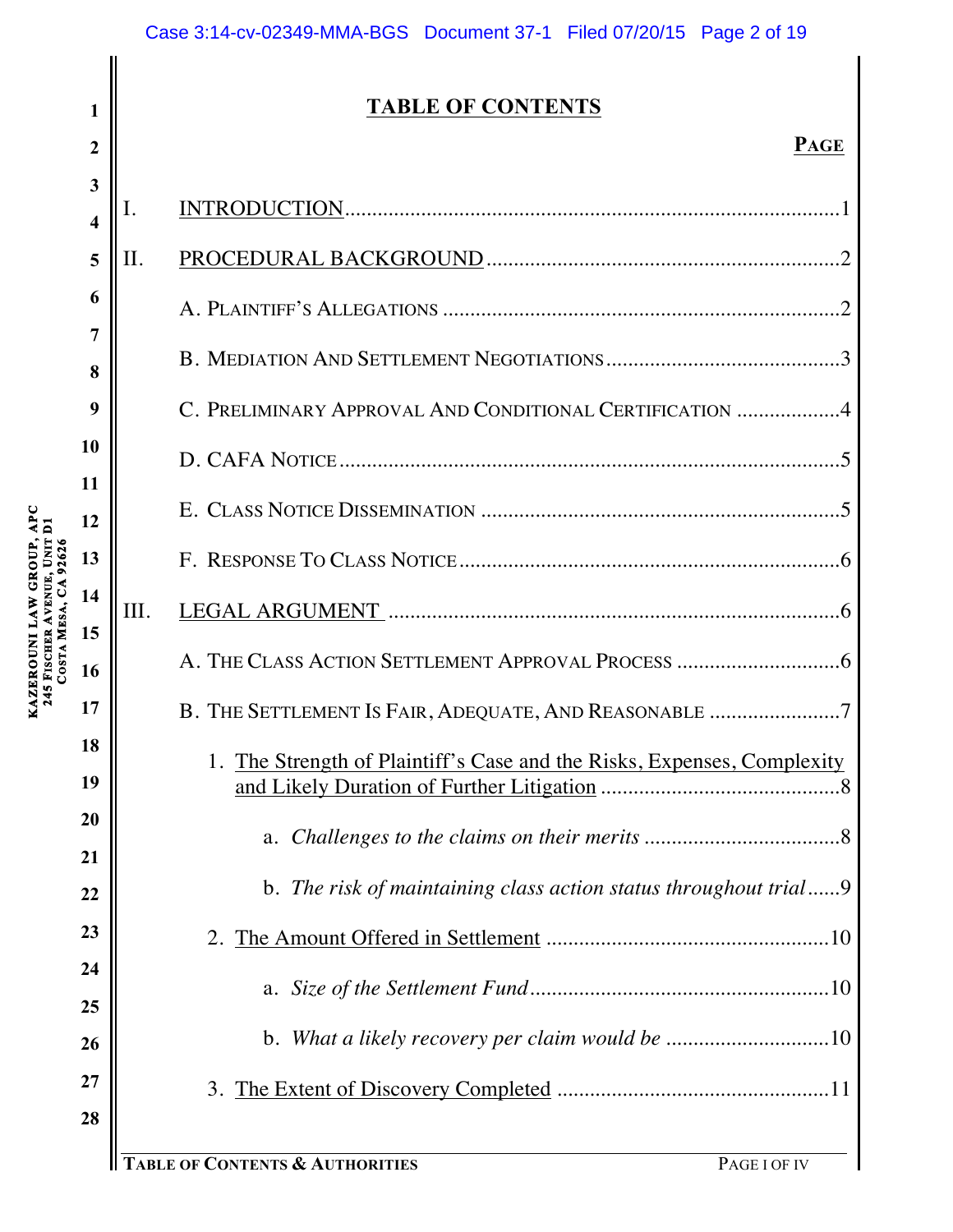## TABLE OF CONTENTS

**PAGE**

I. INTRODUCTION ........................................................................................1

II. PROCEDURAL BACKGROUND ................................................................2

A. PLAINTIFF'S ALLEGATIONS .......................................................................2

B. MEDIATION AND SETTLEMENT NEGOTIATIONS ...........................................3

C. PRELIMINARY APPROVAL AND CONDITIONAL CERTIFICATION ..................4

D. CAFA NOTICE ..........................................................................................5

E. CLASS NOTICE DISSEMINATION ..................................................................5

F. RESPONSE TO CLASS NOTICE .....................................................................6

III. LEGAL ARGUMENT ..................................................................................6

A. THE CLASS ACTION SETTLEMENT APPROVAL PROCESS ..............................6

B. THE SETTLEMENT IS FAIR, ADEQUATE, AND REASONABLE .......................7

1. The Strength of Plaintiff's Case and the Risks, Expenses, Complexity and Likely Duration of Further Litigation ............................................8

a. *Challenges to the claims on their merits* ...................................8

b. *The risk of maintaining class action status throughout trial* ......9

2. The Amount Offered in Settlement ....................................................10

a. *Size of the Settlement Fund* ......................................................10

b. *What a likely recovery per claim would be* ..............................10

3. The Extent of Discovery Completed .................................................11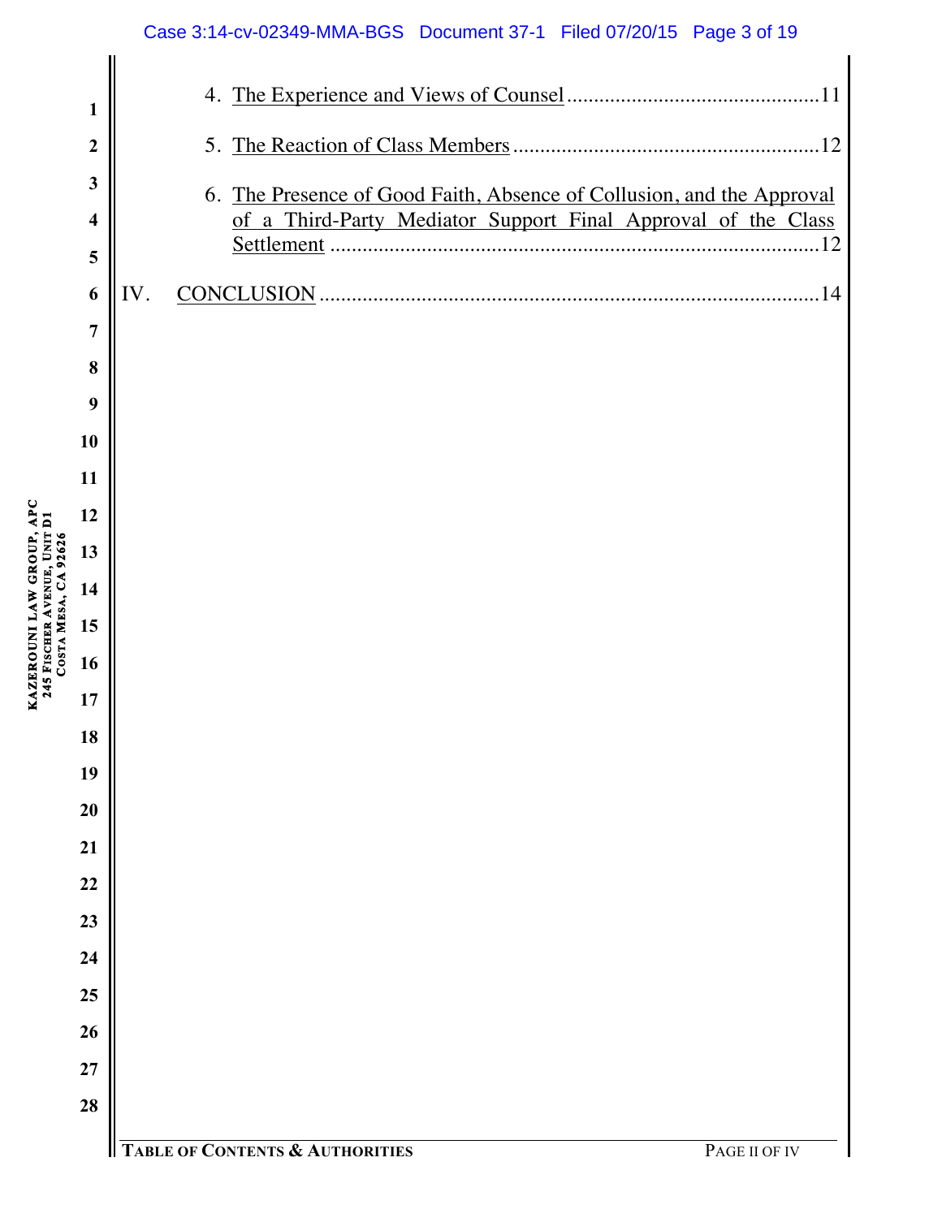4. The Experience and Views of Counsel ............................................11

5. The Reaction of Class Members ......................................................12

6. The Presence of Good Faith, Absence of Collusion, and the Approval of a Third-Party Mediator Support Final Approval of the Class Settlement ..........................................................................................12

IV. CONCLUSION ...........................................................................................14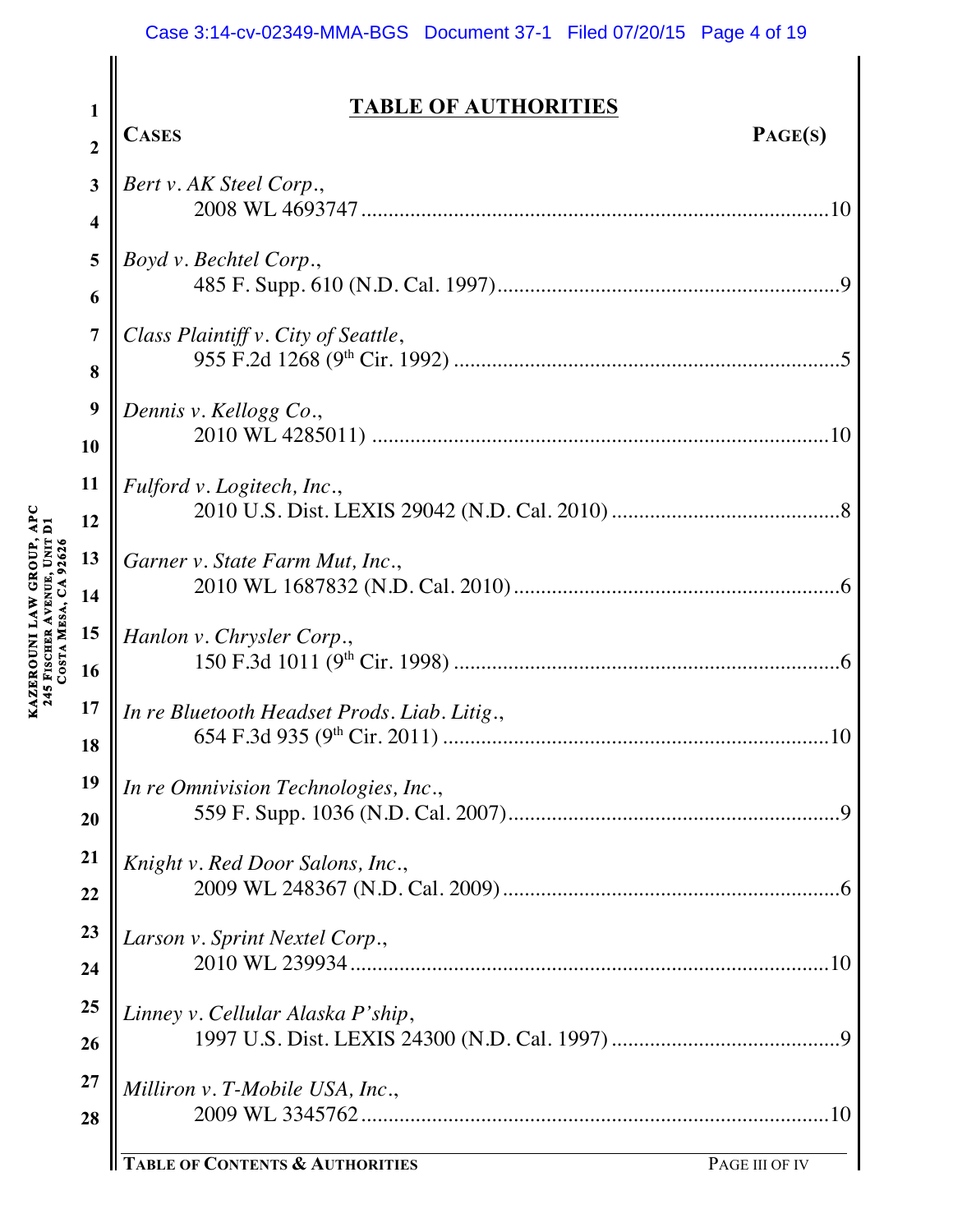## TABLE OF AUTHORITIES

**CASES** **PAGE(S)**

*Bert v. AK Steel Corp.*,
2008 WL 4693747 ....................................................................................10

*Boyd v. Bechtel Corp.*,
485 F. Supp. 610 (N.D. Cal. 1997)..............................................................9

*Class Plaintiff v. City of Seattle*,
955 F.2d 1268 (9th Cir. 1992) ......................................................................5

*Dennis v. Kellogg Co.*,
2010 WL 4285011) ...................................................................................10

*Fulford v. Logitech, Inc.*,
2010 U.S. Dist. LEXIS 29042 (N.D. Cal. 2010) ..........................................8

*Garner v. State Farm Mut, Inc.*,
2010 WL 1687832 (N.D. Cal. 2010)...........................................................6

*Hanlon v. Chrysler Corp.*,
150 F.3d 1011 (9th Cir. 1998) ......................................................................6

*In re Bluetooth Headset Prods. Liab. Litig.*,
654 F.3d 935 (9th Cir. 2011) ......................................................................10

*In re Omnivision Technologies, Inc.*,
559 F. Supp. 1036 (N.D. Cal. 2007)............................................................9

*Knight v. Red Door Salons, Inc.*,
2009 WL 248367 (N.D. Cal. 2009).............................................................6

*Larson v. Sprint Nextel Corp.*,
2010 WL 239934 ......................................................................................10

*Linney v. Cellular Alaska P'ship*,
1997 U.S. Dist. LEXIS 24300 (N.D. Cal. 1997) ..........................................9

*Milliron v. T-Mobile USA, Inc.*,
2009 WL 3345762 ....................................................................................10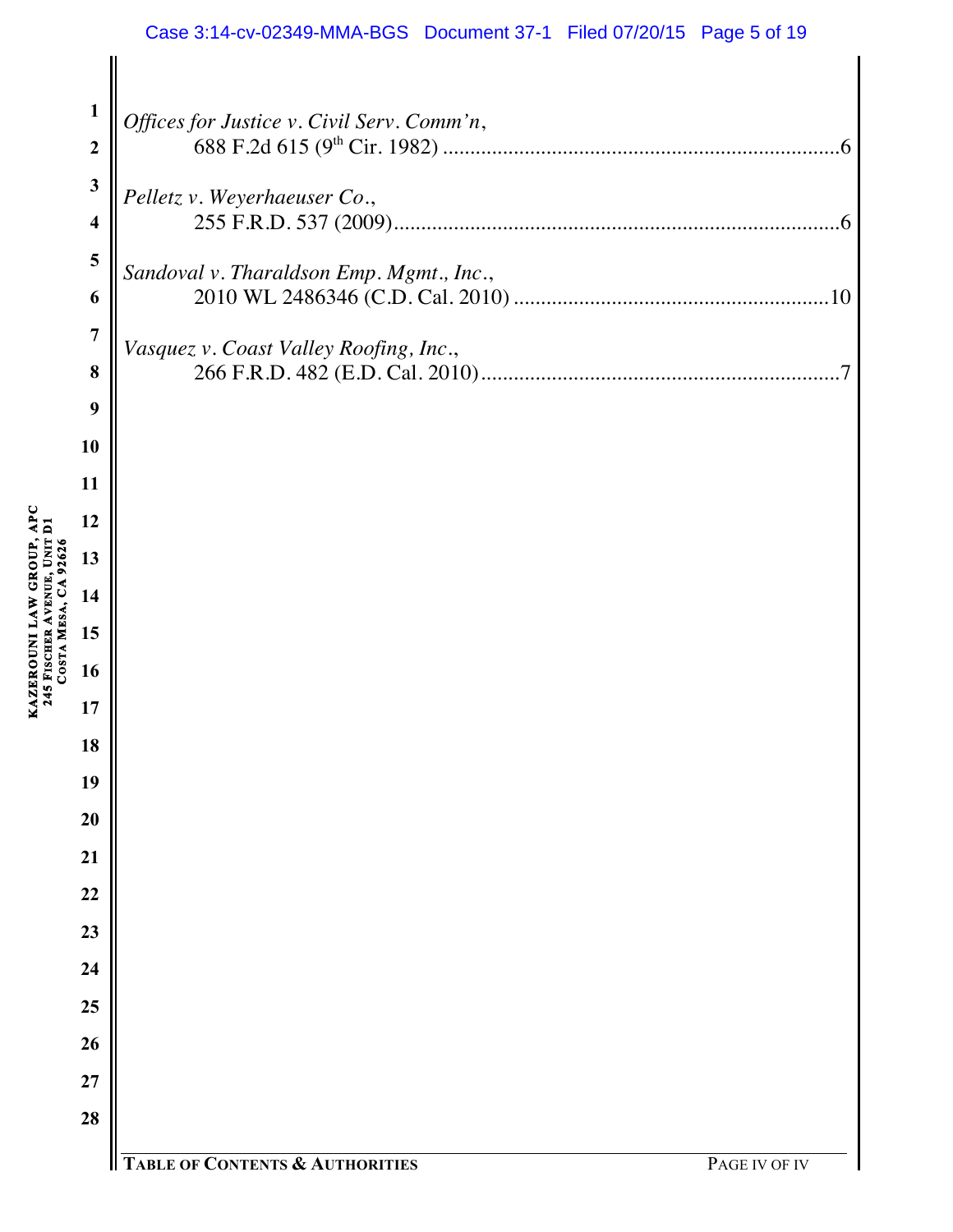*Offices for Justice v. Civil Serv. Comm'n*,
688 F.2d 615 (9th Cir. 1982) ........................................................................6

*Pelletz v. Weyerhaeuser Co.*,
255 F.R.D. 537 (2009)................................................................................6

*Sandoval v. Tharaldson Emp. Mgmt., Inc.*,
2010 WL 2486346 (C.D. Cal. 2010) .........................................................10

*Vasquez v. Coast Valley Roofing, Inc.*,
266 F.R.D. 482 (E.D. Cal. 2010)..................................................................7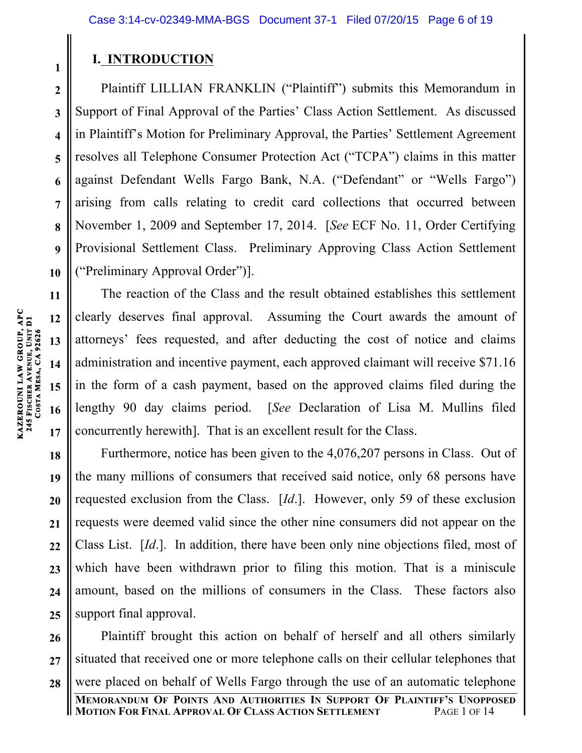# I. INTRODUCTION

Plaintiff LILLIAN FRANKLIN ("Plaintiff") submits this Memorandum in Support of Final Approval of the Parties' Class Action Settlement. As discussed in Plaintiff's Motion for Preliminary Approval, the Parties' Settlement Agreement resolves all Telephone Consumer Protection Act ("TCPA") claims in this matter against Defendant Wells Fargo Bank, N.A. ("Defendant" or "Wells Fargo") arising from calls relating to credit card collections that occurred between November 1, 2009 and September 17, 2014. [*See* ECF No. 11, Order Certifying Provisional Settlement Class. Preliminary Approving Class Action Settlement ("Preliminary Approval Order")].

The reaction of the Class and the result obtained establishes this settlement clearly deserves final approval. Assuming the Court awards the amount of attorneys' fees requested, and after deducting the cost of notice and claims administration and incentive payment, each approved claimant will receive $71.16 in the form of a cash payment, based on the approved claims filed during the lengthy 90 day claims period. [*See* Declaration of Lisa M. Mullins filed concurrently herewith]. That is an excellent result for the Class.

Furthermore, notice has been given to the 4,076,207 persons in Class. Out of the many millions of consumers that received said notice, only 68 persons have requested exclusion from the Class. [*Id*.]. However, only 59 of these exclusion requests were deemed valid since the other nine consumers did not appear on the Class List. [*Id*.]. In addition, there have been only nine objections filed, most of which have been withdrawn prior to filing this motion. That is a miniscule amount, based on the millions of consumers in the Class. These factors also support final approval.

Plaintiff brought this action on behalf of herself and all others similarly situated that received one or more telephone calls on their cellular telephones that were placed on behalf of Wells Fargo through the use of an automatic telephone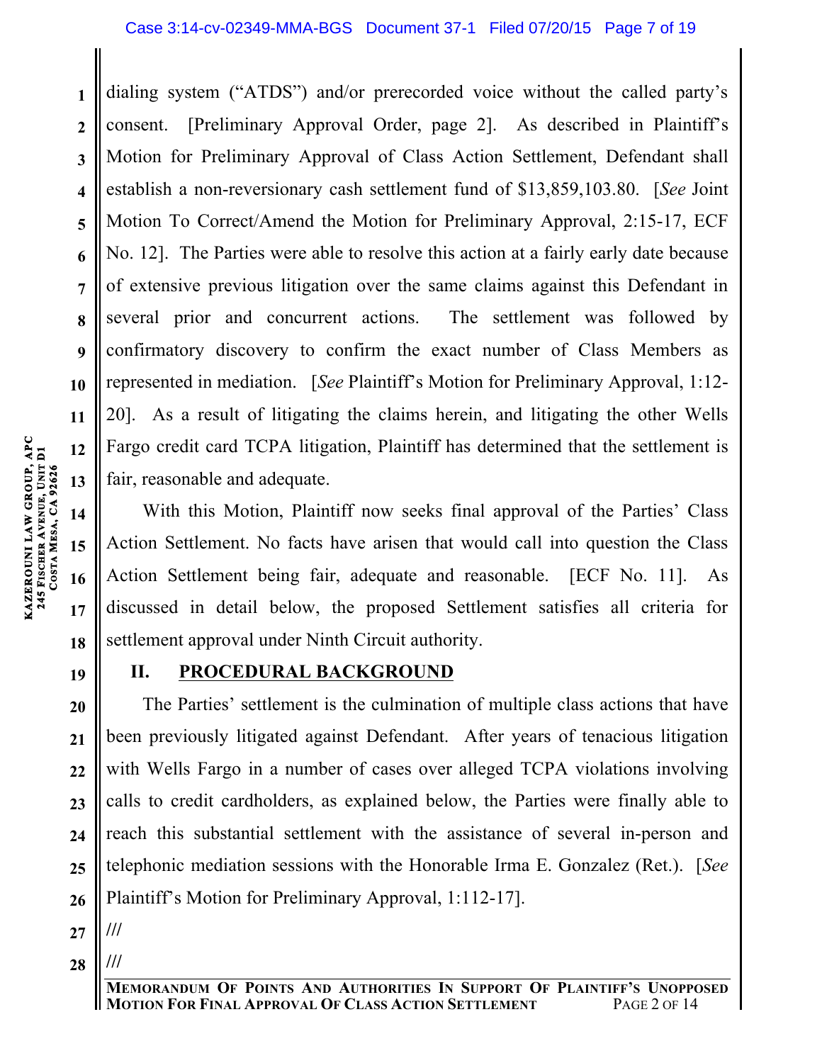dialing system ("ATDS") and/or prerecorded voice without the called party's consent. [Preliminary Approval Order, page 2]. As described in Plaintiff's Motion for Preliminary Approval of Class Action Settlement, Defendant shall establish a non-reversionary cash settlement fund of $13,859,103.80. [*See* Joint Motion To Correct/Amend the Motion for Preliminary Approval, 2:15-17, ECF No. 12]. The Parties were able to resolve this action at a fairly early date because of extensive previous litigation over the same claims against this Defendant in several prior and concurrent actions. The settlement was followed by confirmatory discovery to confirm the exact number of Class Members as represented in mediation. [*See* Plaintiff's Motion for Preliminary Approval, 1:12-20]. As a result of litigating the claims herein, and litigating the other Wells Fargo credit card TCPA litigation, Plaintiff has determined that the settlement is fair, reasonable and adequate.

With this Motion, Plaintiff now seeks final approval of the Parties' Class Action Settlement. No facts have arisen that would call into question the Class Action Settlement being fair, adequate and reasonable. [ECF No. 11]. As discussed in detail below, the proposed Settlement satisfies all criteria for settlement approval under Ninth Circuit authority.

## II. PROCEDURAL BACKGROUND

The Parties' settlement is the culmination of multiple class actions that have been previously litigated against Defendant. After years of tenacious litigation with Wells Fargo in a number of cases over alleged TCPA violations involving calls to credit cardholders, as explained below, the Parties were finally able to reach this substantial settlement with the assistance of several in-person and telephonic mediation sessions with the Honorable Irma E. Gonzalez (Ret.). [*See* Plaintiff's Motion for Preliminary Approval, 1:112-17].

///

///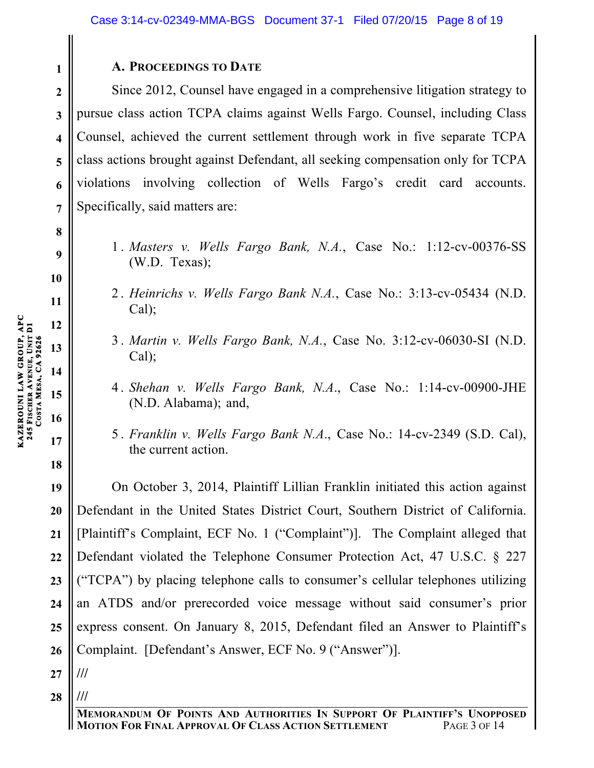### A. Proceedings to Date

Since 2012, Counsel have engaged in a comprehensive litigation strategy to pursue class action TCPA claims against Wells Fargo. Counsel, including Class Counsel, achieved the current settlement through work in five separate TCPA class actions brought against Defendant, all seeking compensation only for TCPA violations involving collection of Wells Fargo's credit card accounts. Specifically, said matters are:

1. *Masters v. Wells Fargo Bank, N.A.*, Case No.: 1:12-cv-00376-SS (W.D. Texas);

2. *Heinrichs v. Wells Fargo Bank N.A.*, Case No.: 3:13-cv-05434 (N.D. Cal);

3. *Martin v. Wells Fargo Bank, N.A.*, Case No. 3:12-cv-06030-SI (N.D. Cal);

4. *Shehan v. Wells Fargo Bank, N.A.*, Case No.: 1:14-cv-00900-JHE (N.D. Alabama); and,

5. *Franklin v. Wells Fargo Bank N.A.*, Case No.: 14-cv-2349 (S.D. Cal), the current action.

On October 3, 2014, Plaintiff Lillian Franklin initiated this action against Defendant in the United States District Court, Southern District of California. [Plaintiff's Complaint, ECF No. 1 ("Complaint")]. The Complaint alleged that Defendant violated the Telephone Consumer Protection Act, 47 U.S.C. § 227 ("TCPA") by placing telephone calls to consumer's cellular telephones utilizing an ATDS and/or prerecorded voice message without said consumer's prior express consent. On January 8, 2015, Defendant filed an Answer to Plaintiff's Complaint. [Defendant's Answer, ECF No. 9 ("Answer")].

///

///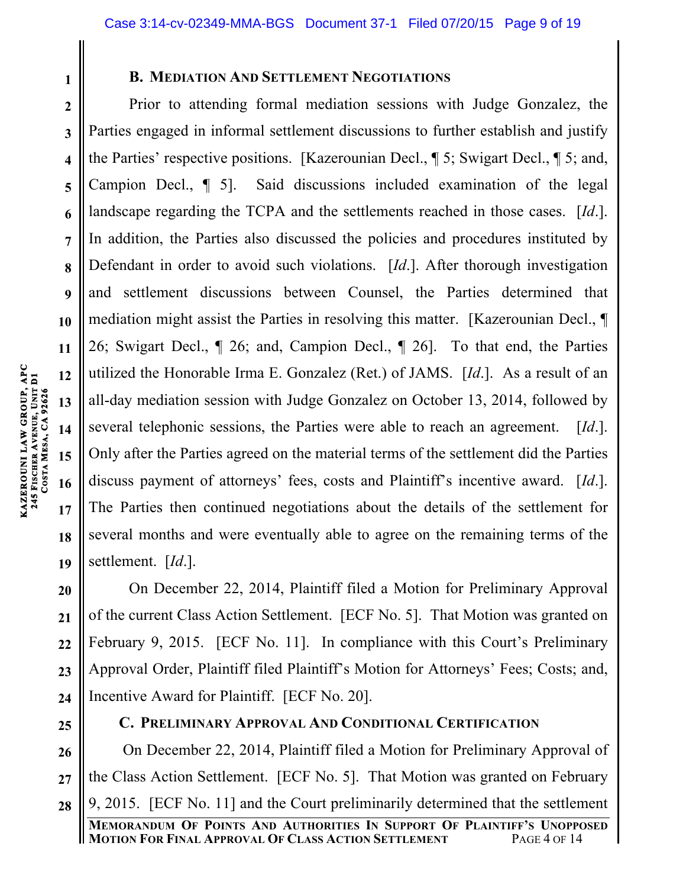### B. MEDIATION AND SETTLEMENT NEGOTIATIONS

Prior to attending formal mediation sessions with Judge Gonzalez, the Parties engaged in informal settlement discussions to further establish and justify the Parties' respective positions. [Kazerounian Decl., ¶ 5; Swigart Decl., ¶ 5; and, Campion Decl., ¶ 5]. Said discussions included examination of the legal landscape regarding the TCPA and the settlements reached in those cases. [*Id*.]. In addition, the Parties also discussed the policies and procedures instituted by Defendant in order to avoid such violations. [*Id*.]. After thorough investigation and settlement discussions between Counsel, the Parties determined that mediation might assist the Parties in resolving this matter. [Kazerounian Decl., ¶ 26; Swigart Decl., ¶ 26; and, Campion Decl., ¶ 26]. To that end, the Parties utilized the Honorable Irma E. Gonzalez (Ret.) of JAMS. [*Id*.]. As a result of an all-day mediation session with Judge Gonzalez on October 13, 2014, followed by several telephonic sessions, the Parties were able to reach an agreement. [*Id*.]. Only after the Parties agreed on the material terms of the settlement did the Parties discuss payment of attorneys' fees, costs and Plaintiff's incentive award. [*Id*.]. The Parties then continued negotiations about the details of the settlement for several months and were eventually able to agree on the remaining terms of the settlement. [*Id*.].

On December 22, 2014, Plaintiff filed a Motion for Preliminary Approval of the current Class Action Settlement. [ECF No. 5]. That Motion was granted on February 9, 2015. [ECF No. 11]. In compliance with this Court's Preliminary Approval Order, Plaintiff filed Plaintiff's Motion for Attorneys' Fees; Costs; and, Incentive Award for Plaintiff. [ECF No. 20].

### C. PRELIMINARY APPROVAL AND CONDITIONAL CERTIFICATION

On December 22, 2014, Plaintiff filed a Motion for Preliminary Approval of the Class Action Settlement. [ECF No. 5]. That Motion was granted on February 9, 2015. [ECF No. 11] and the Court preliminarily determined that the settlement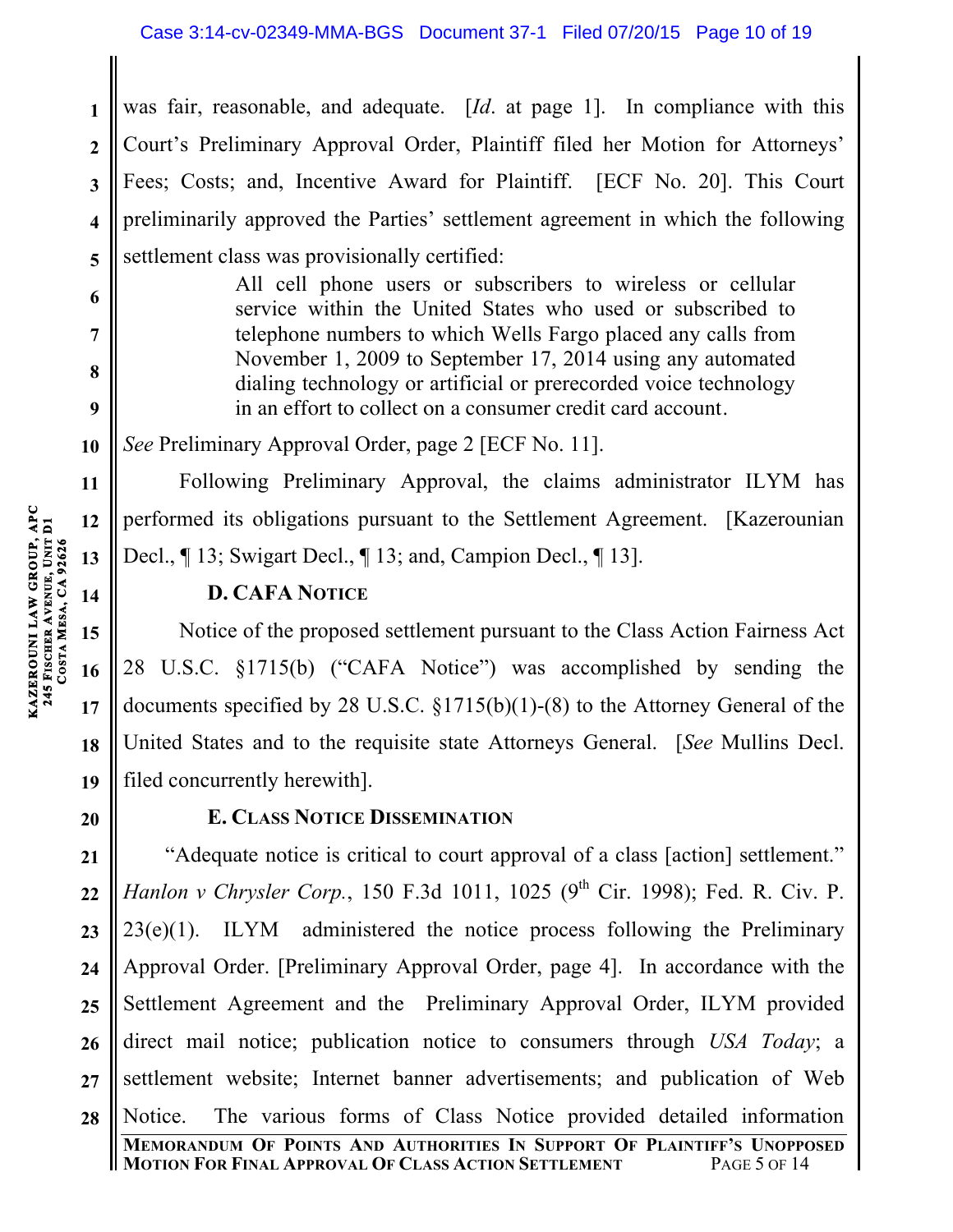was fair, reasonable, and adequate. [*Id*. at page 1]. In compliance with this Court's Preliminary Approval Order, Plaintiff filed her Motion for Attorneys' Fees; Costs; and, Incentive Award for Plaintiff. [ECF No. 20]. This Court preliminarily approved the Parties' settlement agreement in which the following settlement class was provisionally certified:

> All cell phone users or subscribers to wireless or cellular service within the United States who used or subscribed to telephone numbers to which Wells Fargo placed any calls from November 1, 2009 to September 17, 2014 using any automated dialing technology or artificial or prerecorded voice technology in an effort to collect on a consumer credit card account.

*See* Preliminary Approval Order, page 2 [ECF No. 11].

Following Preliminary Approval, the claims administrator ILYM has performed its obligations pursuant to the Settlement Agreement. [Kazerounian Decl., ¶ 13; Swigart Decl., ¶ 13; and, Campion Decl., ¶ 13].

### D. CAFA Notice

Notice of the proposed settlement pursuant to the Class Action Fairness Act 28 U.S.C. §1715(b) ("CAFA Notice") was accomplished by sending the documents specified by 28 U.S.C. §1715(b)(1)-(8) to the Attorney General of the United States and to the requisite state Attorneys General. [*See* Mullins Decl. filed concurrently herewith].

### E. Class Notice Dissemination

"Adequate notice is critical to court approval of a class [action] settlement." *Hanlon v Chrysler Corp.*, 150 F.3d 1011, 1025 (9th Cir. 1998); Fed. R. Civ. P. 23(e)(1). ILYM administered the notice process following the Preliminary Approval Order. [Preliminary Approval Order, page 4]. In accordance with the Settlement Agreement and the Preliminary Approval Order, ILYM provided direct mail notice; publication notice to consumers through *USA Today*; a settlement website; Internet banner advertisements; and publication of Web Notice. The various forms of Class Notice provided detailed information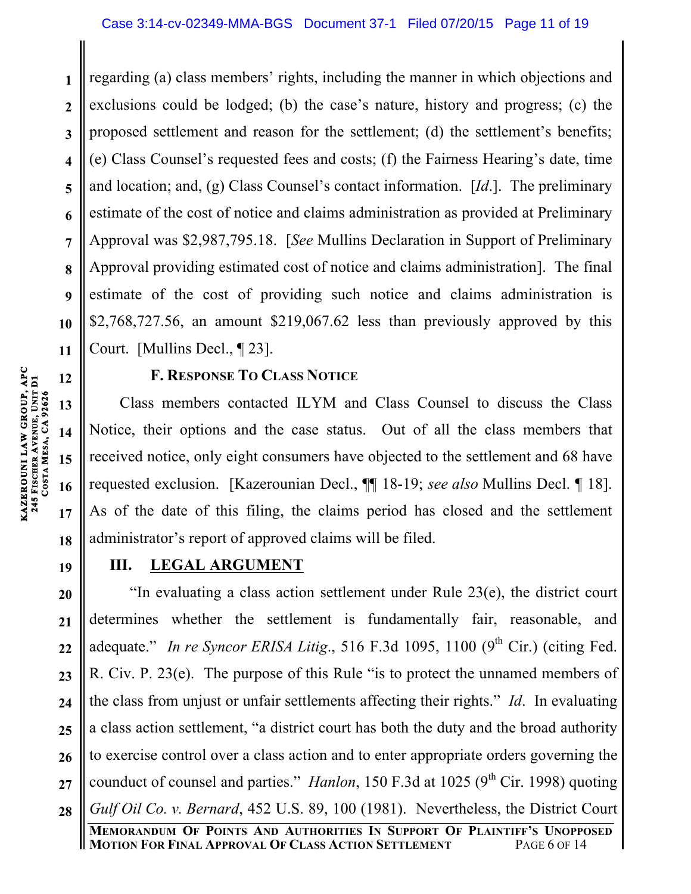regarding (a) class members' rights, including the manner in which objections and exclusions could be lodged; (b) the case's nature, history and progress; (c) the proposed settlement and reason for the settlement; (d) the settlement's benefits; (e) Class Counsel's requested fees and costs; (f) the Fairness Hearing's date, time and location; and, (g) Class Counsel's contact information. [*Id*.]. The preliminary estimate of the cost of notice and claims administration as provided at Preliminary Approval was $2,987,795.18. [*See* Mullins Declaration in Support of Preliminary Approval providing estimated cost of notice and claims administration]. The final estimate of the cost of providing such notice and claims administration is $2,768,727.56, an amount $219,067.62 less than previously approved by this Court. [Mullins Decl., ¶ 23].

### F. Response To Class Notice

Class members contacted ILYM and Class Counsel to discuss the Class Notice, their options and the case status. Out of all the class members that received notice, only eight consumers have objected to the settlement and 68 have requested exclusion. [Kazerounian Decl., ¶¶ 18-19; *see also* Mullins Decl. ¶ 18]. As of the date of this filing, the claims period has closed and the settlement administrator's report of approved claims will be filed.

## III. LEGAL ARGUMENT

"In evaluating a class action settlement under Rule 23(e), the district court determines whether the settlement is fundamentally fair, reasonable, and adequate." *In re Syncor ERISA Litig*., 516 F.3d 1095, 1100 (9th Cir.) (citing Fed. R. Civ. P. 23(e). The purpose of this Rule "is to protect the unnamed members of the class from unjust or unfair settlements affecting their rights." *Id*. In evaluating a class action settlement, "a district court has both the duty and the broad authority to exercise control over a class action and to enter appropriate orders governing the counduct of counsel and parties." *Hanlon*, 150 F.3d at 1025 (9th Cir. 1998) quoting *Gulf Oil Co. v. Bernard*, 452 U.S. 89, 100 (1981). Nevertheless, the District Court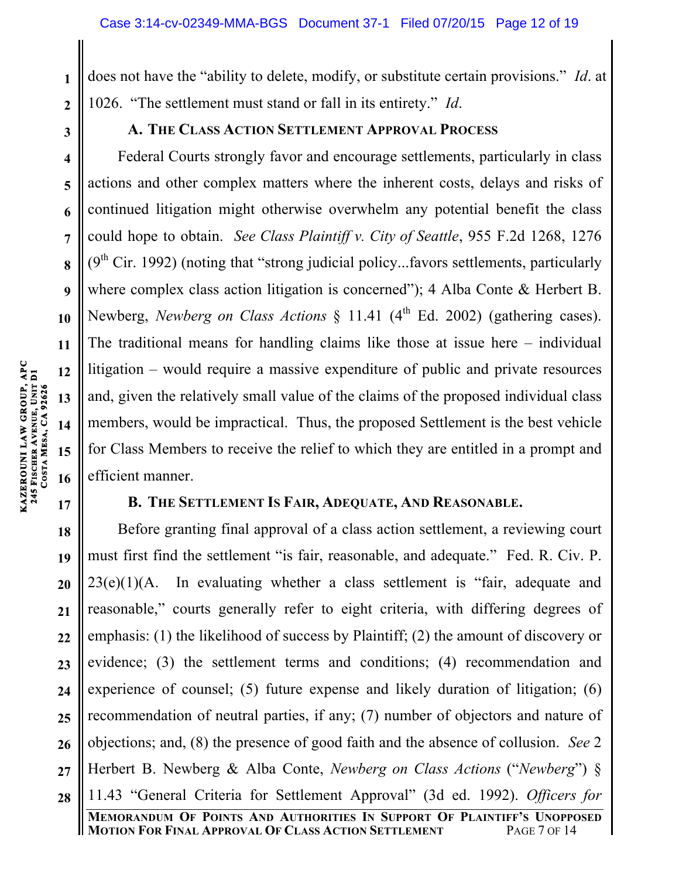does not have the "ability to delete, modify, or substitute certain provisions." *Id*. at 1026. "The settlement must stand or fall in its entirety." *Id*.

### A. The Class Action Settlement Approval Process

Federal Courts strongly favor and encourage settlements, particularly in class actions and other complex matters where the inherent costs, delays and risks of continued litigation might otherwise overwhelm any potential benefit the class could hope to obtain. *See Class Plaintiff v. City of Seattle*, 955 F.2d 1268, 1276 (9th Cir. 1992) (noting that "strong judicial policy...favors settlements, particularly where complex class action litigation is concerned"); 4 Alba Conte & Herbert B. Newberg, *Newberg on Class Actions* § 11.41 (4th Ed. 2002) (gathering cases). The traditional means for handling claims like those at issue here – individual litigation – would require a massive expenditure of public and private resources and, given the relatively small value of the claims of the proposed individual class members, would be impractical. Thus, the proposed Settlement is the best vehicle for Class Members to receive the relief to which they are entitled in a prompt and efficient manner.

### B. The Settlement Is Fair, Adequate, And Reasonable.

Before granting final approval of a class action settlement, a reviewing court must first find the settlement "is fair, reasonable, and adequate." Fed. R. Civ. P. 23(e)(1)(A. In evaluating whether a class settlement is "fair, adequate and reasonable," courts generally refer to eight criteria, with differing degrees of emphasis: (1) the likelihood of success by Plaintiff; (2) the amount of discovery or evidence; (3) the settlement terms and conditions; (4) recommendation and experience of counsel; (5) future expense and likely duration of litigation; (6) recommendation of neutral parties, if any; (7) number of objectors and nature of objections; and, (8) the presence of good faith and the absence of collusion. *See* 2 Herbert B. Newberg & Alba Conte, *Newberg on Class Actions* ("*Newberg*") § 11.43 "General Criteria for Settlement Approval" (3d ed. 1992). *Officers for*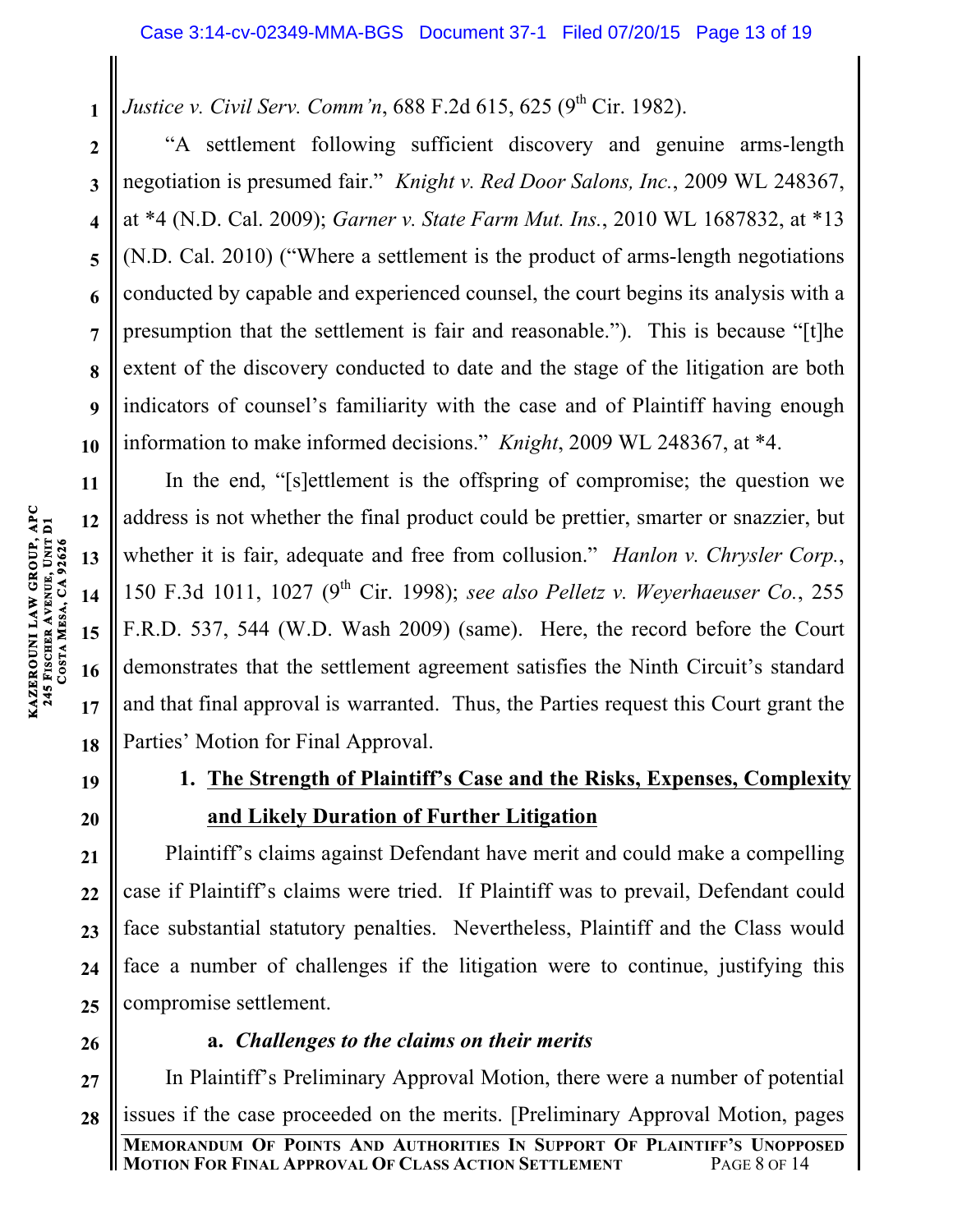*Justice v. Civil Serv. Comm'n*, 688 F.2d 615, 625 (9th Cir. 1982).

"A settlement following sufficient discovery and genuine arms-length negotiation is presumed fair." *Knight v. Red Door Salons, Inc.*, 2009 WL 248367, at *4 (N.D. Cal. 2009); *Garner v. State Farm Mut. Ins.*, 2010 WL 1687832, at *13 (N.D. Cal. 2010) ("Where a settlement is the product of arms-length negotiations conducted by capable and experienced counsel, the court begins its analysis with a presumption that the settlement is fair and reasonable."). This is because "[t]he extent of the discovery conducted to date and the stage of the litigation are both indicators of counsel's familiarity with the case and of Plaintiff having enough information to make informed decisions." *Knight*, 2009 WL 248367, at *4.

In the end, "[s]ettlement is the offspring of compromise; the question we address is not whether the final product could be prettier, smarter or snazzier, but whether it is fair, adequate and free from collusion." *Hanlon v. Chrysler Corp.*, 150 F.3d 1011, 1027 (9th Cir. 1998); *see also Pelletz v. Weyerhaeuser Co.*, 255 F.R.D. 537, 544 (W.D. Wash 2009) (same). Here, the record before the Court demonstrates that the settlement agreement satisfies the Ninth Circuit's standard and that final approval is warranted. Thus, the Parties request this Court grant the Parties' Motion for Final Approval.

**1. <u>The Strength of Plaintiff's Case and the Risks, Expenses, Complexity and Likely Duration of Further Litigation</u>**

Plaintiff's claims against Defendant have merit and could make a compelling case if Plaintiff's claims were tried. If Plaintiff was to prevail, Defendant could face substantial statutory penalties. Nevertheless, Plaintiff and the Class would face a number of challenges if the litigation were to continue, justifying this compromise settlement.

**a. *Challenges to the claims on their merits***

In Plaintiff's Preliminary Approval Motion, there were a number of potential issues if the case proceeded on the merits. [Preliminary Approval Motion, pages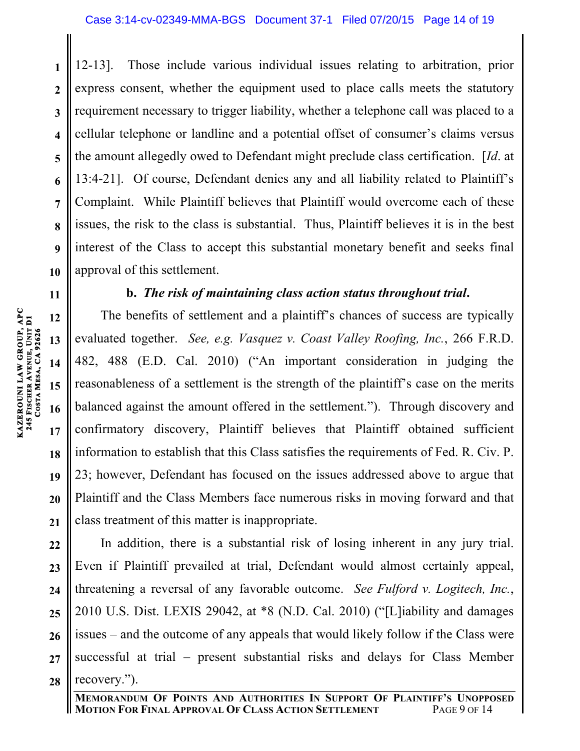12-13]. Those include various individual issues relating to arbitration, prior express consent, whether the equipment used to place calls meets the statutory requirement necessary to trigger liability, whether a telephone call was placed to a cellular telephone or landline and a potential offset of consumer's claims versus the amount allegedly owed to Defendant might preclude class certification. [*Id*. at 13:4-21]. Of course, Defendant denies any and all liability related to Plaintiff's Complaint. While Plaintiff believes that Plaintiff would overcome each of these issues, the risk to the class is substantial. Thus, Plaintiff believes it is in the best interest of the Class to accept this substantial monetary benefit and seeks final approval of this settlement.

**b. *The risk of maintaining class action status throughout trial.***

The benefits of settlement and a plaintiff's chances of success are typically evaluated together. *See, e.g. Vasquez v. Coast Valley Roofing, Inc.*, 266 F.R.D. 482, 488 (E.D. Cal. 2010) ("An important consideration in judging the reasonableness of a settlement is the strength of the plaintiff's case on the merits balanced against the amount offered in the settlement."). Through discovery and confirmatory discovery, Plaintiff believes that Plaintiff obtained sufficient information to establish that this Class satisfies the requirements of Fed. R. Civ. P. 23; however, Defendant has focused on the issues addressed above to argue that Plaintiff and the Class Members face numerous risks in moving forward and that class treatment of this matter is inappropriate.

In addition, there is a substantial risk of losing inherent in any jury trial. Even if Plaintiff prevailed at trial, Defendant would almost certainly appeal, threatening a reversal of any favorable outcome. *See Fulford v. Logitech, Inc.*, 2010 U.S. Dist. LEXIS 29042, at *8 (N.D. Cal. 2010) ("[L]iability and damages issues – and the outcome of any appeals that would likely follow if the Class were successful at trial – present substantial risks and delays for Class Member recovery.").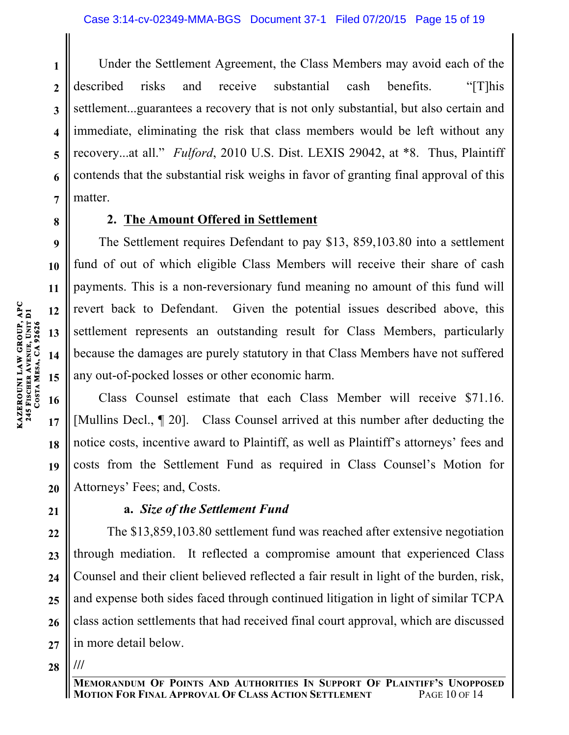Under the Settlement Agreement, the Class Members may avoid each of the described risks and receive substantial cash benefits. "[T]his settlement...guarantees a recovery that is not only substantial, but also certain and immediate, eliminating the risk that class members would be left without any recovery...at all." *Fulford*, 2010 U.S. Dist. LEXIS 29042, at *8. Thus, Plaintiff contends that the substantial risk weighs in favor of granting final approval of this matter.

**2. <u>The Amount Offered in Settlement</u>**

The Settlement requires Defendant to pay $13, 859,103.80 into a settlement fund of out of which eligible Class Members will receive their share of cash payments. This is a non-reversionary fund meaning no amount of this fund will revert back to Defendant. Given the potential issues described above, this settlement represents an outstanding result for Class Members, particularly because the damages are purely statutory in that Class Members have not suffered any out-of-pocked losses or other economic harm.

Class Counsel estimate that each Class Member will receive $71.16. [Mullins Decl., ¶ 20]. Class Counsel arrived at this number after deducting the notice costs, incentive award to Plaintiff, as well as Plaintiff's attorneys' fees and costs from the Settlement Fund as required in Class Counsel's Motion for Attorneys' Fees; and, Costs.

**a. *Size of the Settlement Fund***

The $13,859,103.80 settlement fund was reached after extensive negotiation through mediation. It reflected a compromise amount that experienced Class Counsel and their client believed reflected a fair result in light of the burden, risk, and expense both sides faced through continued litigation in light of similar TCPA class action settlements that had received final court approval, which are discussed in more detail below.

///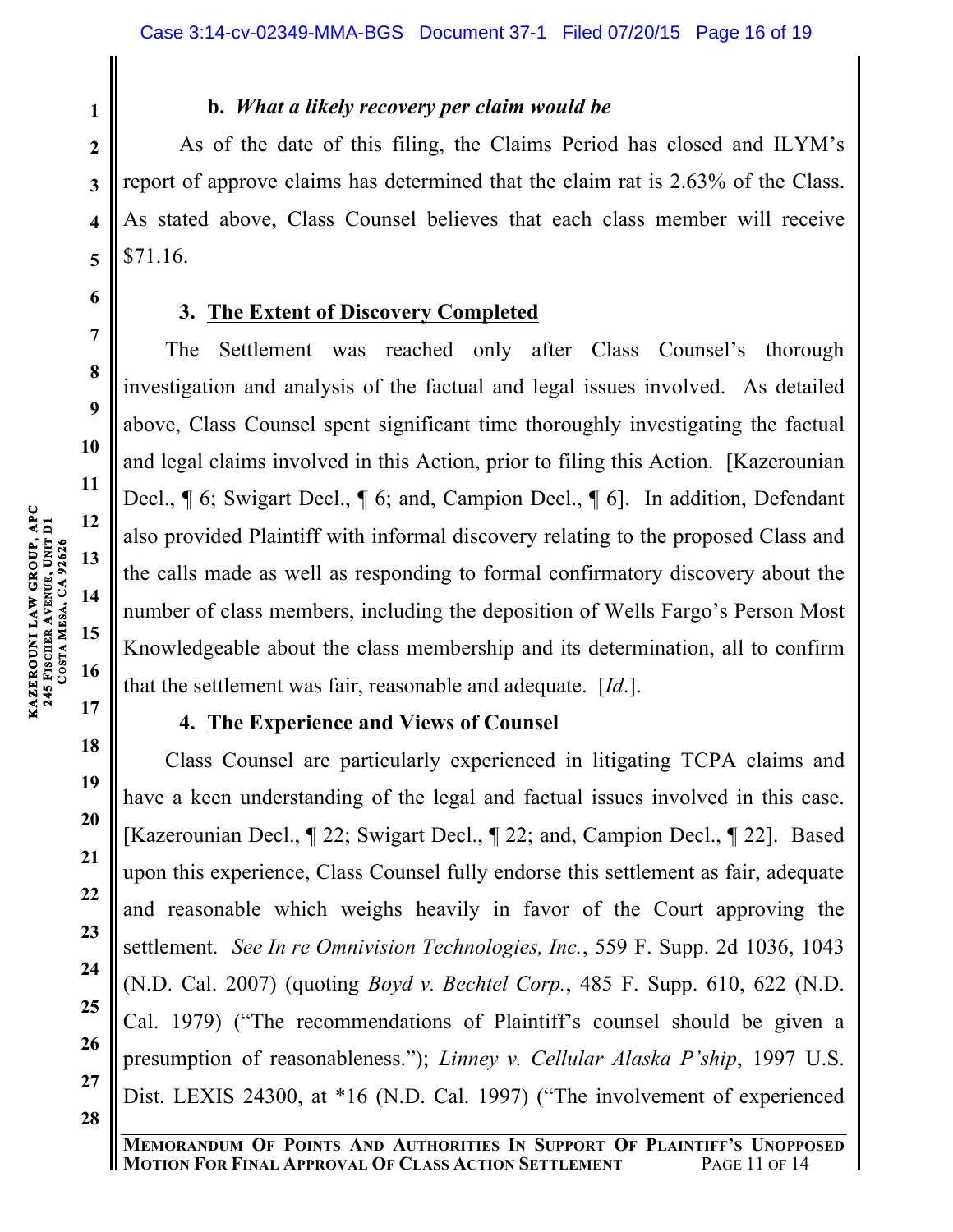**b. *What a likely recovery per claim would be***

As of the date of this filing, the Claims Period has closed and ILYM's report of approve claims has determined that the claim rat is 2.63% of the Class. As stated above, Class Counsel believes that each class member will receive $71.16.

### 3. The Extent of Discovery Completed

The Settlement was reached only after Class Counsel's thorough investigation and analysis of the factual and legal issues involved. As detailed above, Class Counsel spent significant time thoroughly investigating the factual and legal claims involved in this Action, prior to filing this Action. [Kazerounian Decl., ¶ 6; Swigart Decl., ¶ 6; and, Campion Decl., ¶ 6]. In addition, Defendant also provided Plaintiff with informal discovery relating to the proposed Class and the calls made as well as responding to formal confirmatory discovery about the number of class members, including the deposition of Wells Fargo's Person Most Knowledgeable about the class membership and its determination, all to confirm that the settlement was fair, reasonable and adequate. [*Id*.].

### 4. The Experience and Views of Counsel

Class Counsel are particularly experienced in litigating TCPA claims and have a keen understanding of the legal and factual issues involved in this case. [Kazerounian Decl., ¶ 22; Swigart Decl., ¶ 22; and, Campion Decl., ¶ 22]. Based upon this experience, Class Counsel fully endorse this settlement as fair, adequate and reasonable which weighs heavily in favor of the Court approving the settlement. *See In re Omnivision Technologies, Inc.*, 559 F. Supp. 2d 1036, 1043 (N.D. Cal. 2007) (quoting *Boyd v. Bechtel Corp.*, 485 F. Supp. 610, 622 (N.D. Cal. 1979) ("The recommendations of Plaintiff's counsel should be given a presumption of reasonableness."); *Linney v. Cellular Alaska P'ship*, 1997 U.S. Dist. LEXIS 24300, at *16 (N.D. Cal. 1997) ("The involvement of experienced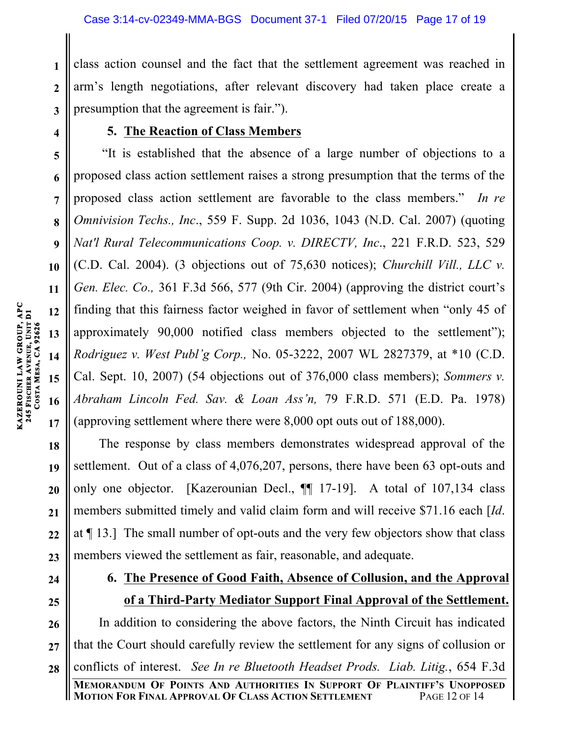class action counsel and the fact that the settlement agreement was reached in arm's length negotiations, after relevant discovery had taken place create a presumption that the agreement is fair.").

### 5. The Reaction of Class Members

"It is established that the absence of a large number of objections to a proposed class action settlement raises a strong presumption that the terms of the proposed class action settlement are favorable to the class members." *In re Omnivision Techs., Inc*., 559 F. Supp. 2d 1036, 1043 (N.D. Cal. 2007) (quoting *Nat'l Rural Telecommunications Coop. v. DIRECTV, Inc*., 221 F.R.D. 523, 529 (C.D. Cal. 2004). (3 objections out of 75,630 notices); *Churchill Vill., LLC v. Gen. Elec. Co.,* 361 F.3d 566, 577 (9th Cir. 2004) (approving the district court's finding that this fairness factor weighed in favor of settlement when "only 45 of approximately 90,000 notified class members objected to the settlement"); *Rodriguez v. West Publ'g Corp.,* No. 05-3222, 2007 WL 2827379, at *10 (C.D. Cal. Sept. 10, 2007) (54 objections out of 376,000 class members); *Sommers v. Abraham Lincoln Fed. Sav. & Loan Ass'n,* 79 F.R.D. 571 (E.D. Pa. 1978) (approving settlement where there were 8,000 opt outs out of 188,000).

The response by class members demonstrates widespread approval of the settlement. Out of a class of 4,076,207, persons, there have been 63 opt-outs and only one objector. [Kazerounian Decl., ¶¶ 17-19]. A total of 107,134 class members submitted timely and valid claim form and will receive $71.16 each [*Id*. at ¶ 13.] The small number of opt-outs and the very few objectors show that class members viewed the settlement as fair, reasonable, and adequate.

### 6. The Presence of Good Faith, Absence of Collusion, and the Approval of a Third-Party Mediator Support Final Approval of the Settlement.

In addition to considering the above factors, the Ninth Circuit has indicated that the Court should carefully review the settlement for any signs of collusion or conflicts of interest. *See In re Bluetooth Headset Prods. Liab. Litig.*, 654 F.3d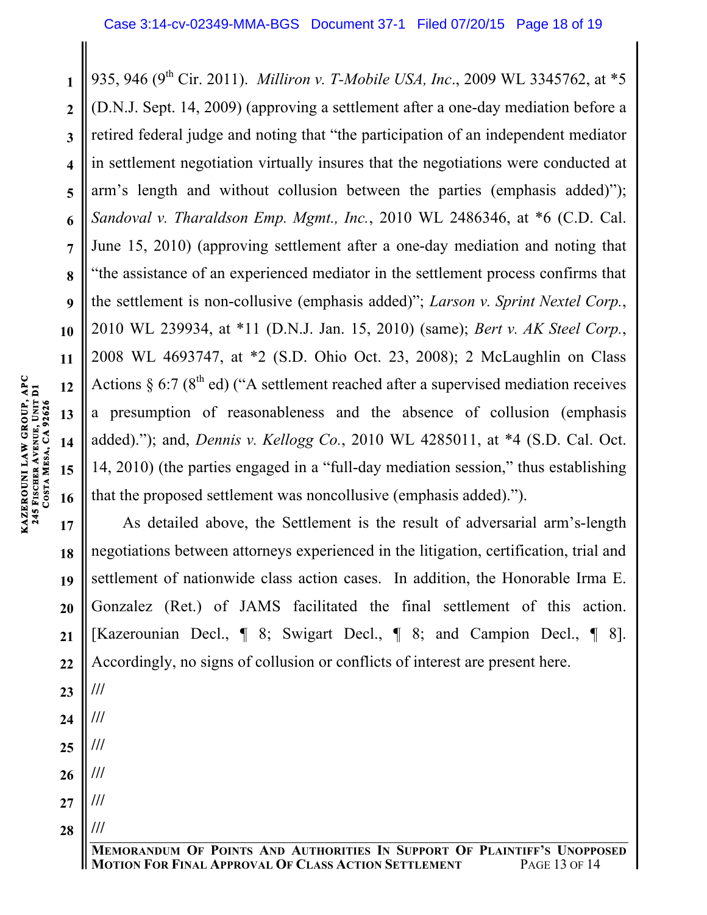935, 946 (9th Cir. 2011). *Milliron v. T-Mobile USA, Inc*., 2009 WL 3345762, at *5 (D.N.J. Sept. 14, 2009) (approving a settlement after a one-day mediation before a retired federal judge and noting that "the participation of an independent mediator in settlement negotiation virtually insures that the negotiations were conducted at arm's length and without collusion between the parties (emphasis added)"); *Sandoval v. Tharaldson Emp. Mgmt., Inc.*, 2010 WL 2486346, at *6 (C.D. Cal. June 15, 2010) (approving settlement after a one-day mediation and noting that "the assistance of an experienced mediator in the settlement process confirms that the settlement is non-collusive (emphasis added)"; *Larson v. Sprint Nextel Corp.*, 2010 WL 239934, at *11 (D.N.J. Jan. 15, 2010) (same); *Bert v. AK Steel Corp.*, 2008 WL 4693747, at *2 (S.D. Ohio Oct. 23, 2008); 2 McLaughlin on Class Actions § 6:7 (8th ed) ("A settlement reached after a supervised mediation receives a presumption of reasonableness and the absence of collusion (emphasis added)."); and, *Dennis v. Kellogg Co.*, 2010 WL 4285011, at *4 (S.D. Cal. Oct. 14, 2010) (the parties engaged in a "full-day mediation session," thus establishing that the proposed settlement was noncollusive (emphasis added).").

As detailed above, the Settlement is the result of adversarial arm's-length negotiations between attorneys experienced in the litigation, certification, trial and settlement of nationwide class action cases. In addition, the Honorable Irma E. Gonzalez (Ret.) of JAMS facilitated the final settlement of this action. [Kazerounian Decl., ¶ 8; Swigart Decl., ¶ 8; and Campion Decl., ¶ 8]. Accordingly, no signs of collusion or conflicts of interest are present here.

///

///

///

///

///

///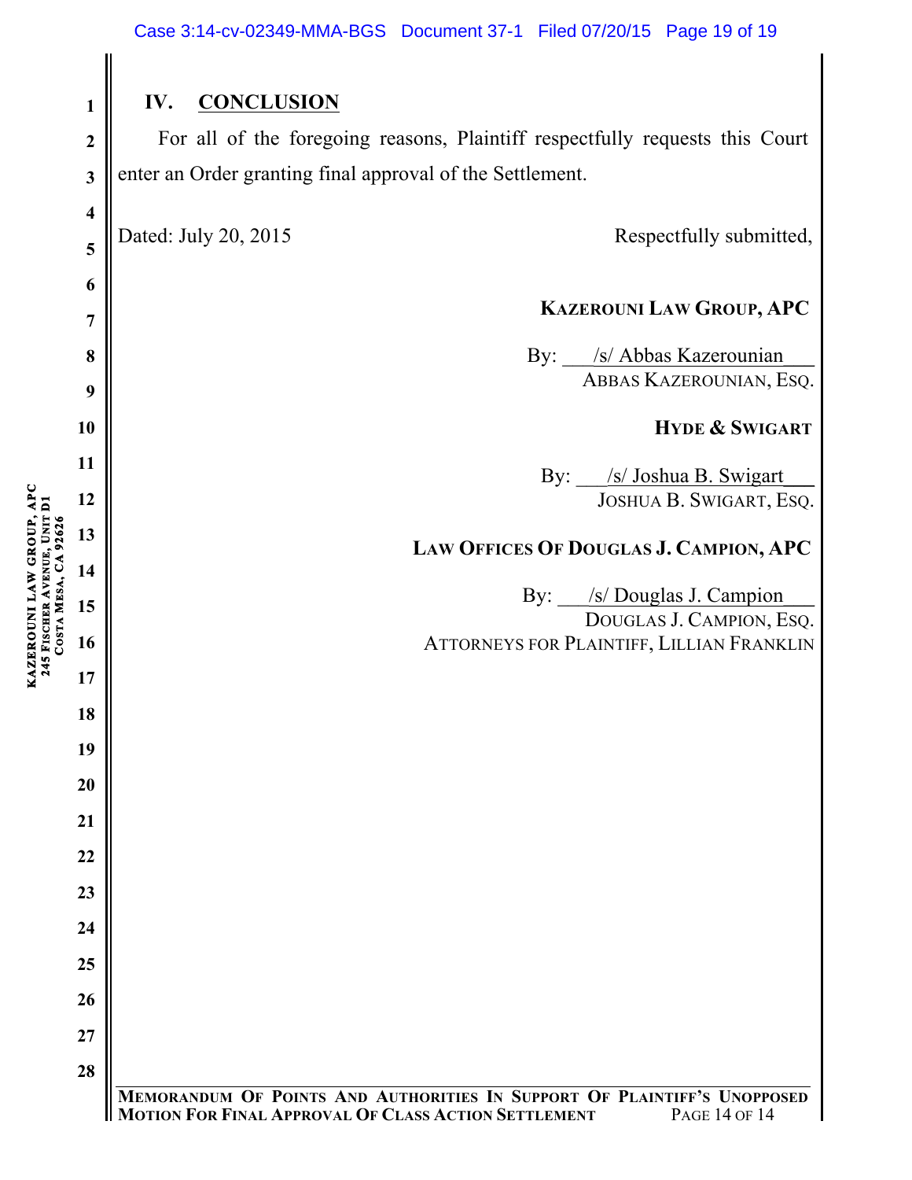## IV. CONCLUSION

For all of the foregoing reasons, Plaintiff respectfully requests this Court enter an Order granting final approval of the Settlement.

Dated: July 20, 2015

Respectfully submitted,

**KAZEROUNI LAW GROUP, APC**

By: /s/ Abbas Kazerounian
ABBAS KAZEROUNIAN, ESQ.

**HYDE & SWIGART**

By: /s/ Joshua B. Swigart
JOSHUA B. SWIGART, ESQ.

**LAW OFFICES OF DOUGLAS J. CAMPION, APC**

By: /s/ Douglas J. Campion
DOUGLAS J. CAMPION, ESQ.
ATTORNEYS FOR PLAINTIFF, LILLIAN FRANKLIN